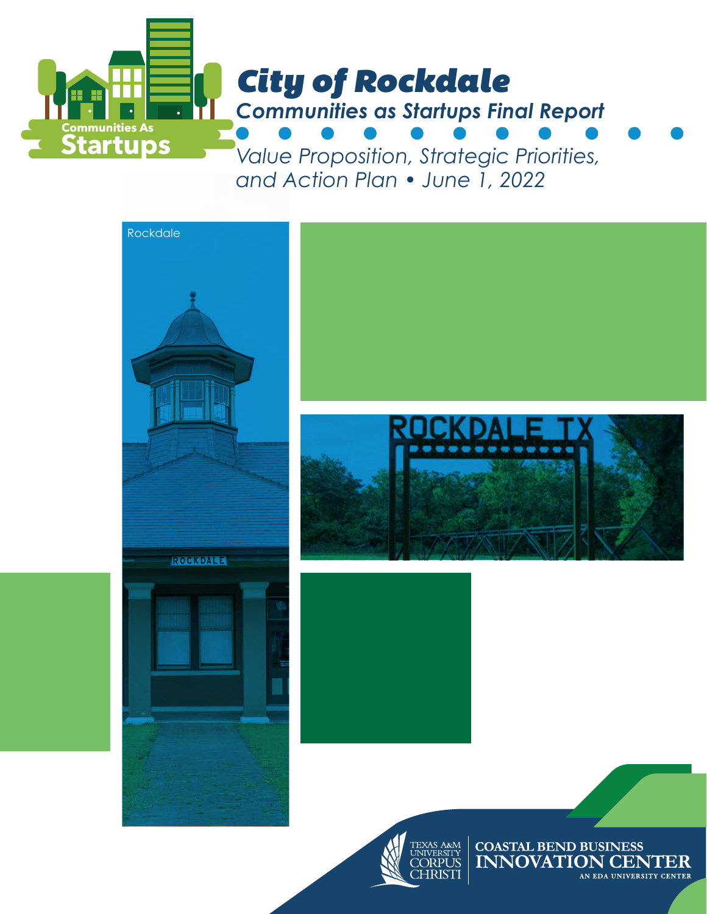# City of Rockdale

## Communities as Startups Final Report

*Value Proposition, Strategic Priorities, and Action Plan • June 1, 2022*

Rockdale

TEXAS A&M UNIVERSITY CORPUS CHRISTI

COASTAL BEND BUSINESS INNOVATION CENTER

AN EDA UNIVERSITY CENTER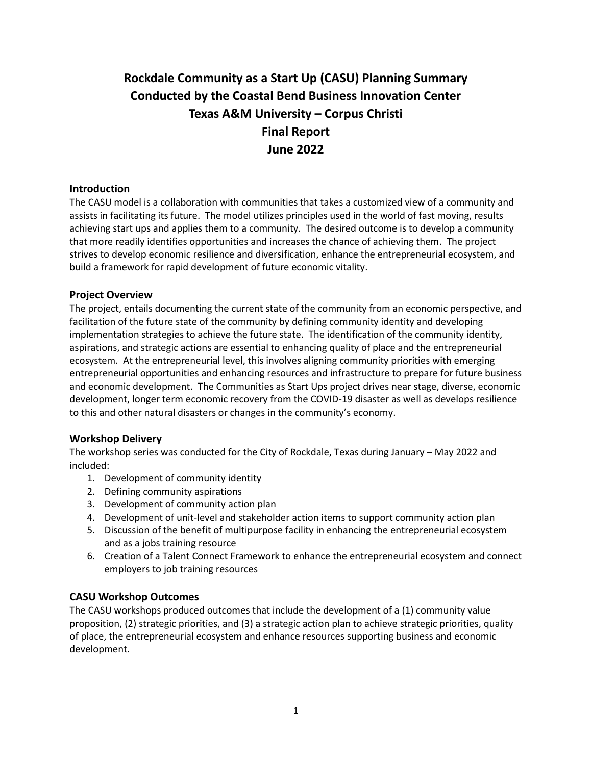# Rockdale Community as a Start Up (CASU) Planning Summary
# Conducted by the Coastal Bend Business Innovation Center
# Texas A&M University – Corpus Christi
# Final Report
# June 2022

## Introduction

The CASU model is a collaboration with communities that takes a customized view of a community and assists in facilitating its future. The model utilizes principles used in the world of fast moving, results achieving start ups and applies them to a community. The desired outcome is to develop a community that more readily identifies opportunities and increases the chance of achieving them. The project strives to develop economic resilience and diversification, enhance the entrepreneurial ecosystem, and build a framework for rapid development of future economic vitality.

## Project Overview

The project, entails documenting the current state of the community from an economic perspective, and facilitation of the future state of the community by defining community identity and developing implementation strategies to achieve the future state. The identification of the community identity, aspirations, and strategic actions are essential to enhancing quality of place and the entrepreneurial ecosystem. At the entrepreneurial level, this involves aligning community priorities with emerging entrepreneurial opportunities and enhancing resources and infrastructure to prepare for future business and economic development. The Communities as Start Ups project drives near stage, diverse, economic development, longer term economic recovery from the COVID-19 disaster as well as develops resilience to this and other natural disasters or changes in the community's economy.

## Workshop Delivery

The workshop series was conducted for the City of Rockdale, Texas during January – May 2022 and included:

1. Development of community identity
2. Defining community aspirations
3. Development of community action plan
4. Development of unit-level and stakeholder action items to support community action plan
5. Discussion of the benefit of multipurpose facility in enhancing the entrepreneurial ecosystem and as a jobs training resource
6. Creation of a Talent Connect Framework to enhance the entrepreneurial ecosystem and connect employers to job training resources

## CASU Workshop Outcomes

The CASU workshops produced outcomes that include the development of a (1) community value proposition, (2) strategic priorities, and (3) a strategic action plan to achieve strategic priorities, quality of place, the entrepreneurial ecosystem and enhance resources supporting business and economic development.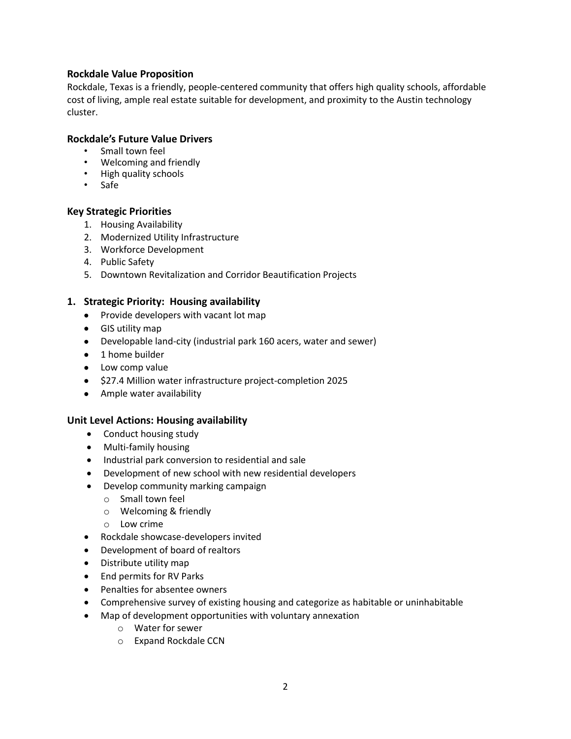### Rockdale Value Proposition

Rockdale, Texas is a friendly, people-centered community that offers high quality schools, affordable cost of living, ample real estate suitable for development, and proximity to the Austin technology cluster.

### Rockdale's Future Value Drivers

- Small town feel
- Welcoming and friendly
- High quality schools
- Safe

### Key Strategic Priorities

1. Housing Availability
2. Modernized Utility Infrastructure
3. Workforce Development
4. Public Safety
5. Downtown Revitalization and Corridor Beautification Projects

### 1. Strategic Priority: Housing availability

- Provide developers with vacant lot map
- GIS utility map
- Developable land-city (industrial park 160 acers, water and sewer)
- 1 home builder
- Low comp value
- $27.4 Million water infrastructure project-completion 2025
- Ample water availability

### Unit Level Actions: Housing availability

- Conduct housing study
- Multi-family housing
- Industrial park conversion to residential and sale
- Development of new school with new residential developers
- Develop community marking campaign
  - Small town feel
  - Welcoming & friendly
  - Low crime
- Rockdale showcase-developers invited
- Development of board of realtors
- Distribute utility map
- End permits for RV Parks
- Penalties for absentee owners
- Comprehensive survey of existing housing and categorize as habitable or uninhabitable
- Map of development opportunities with voluntary annexation
  - Water for sewer
  - Expand Rockdale CCN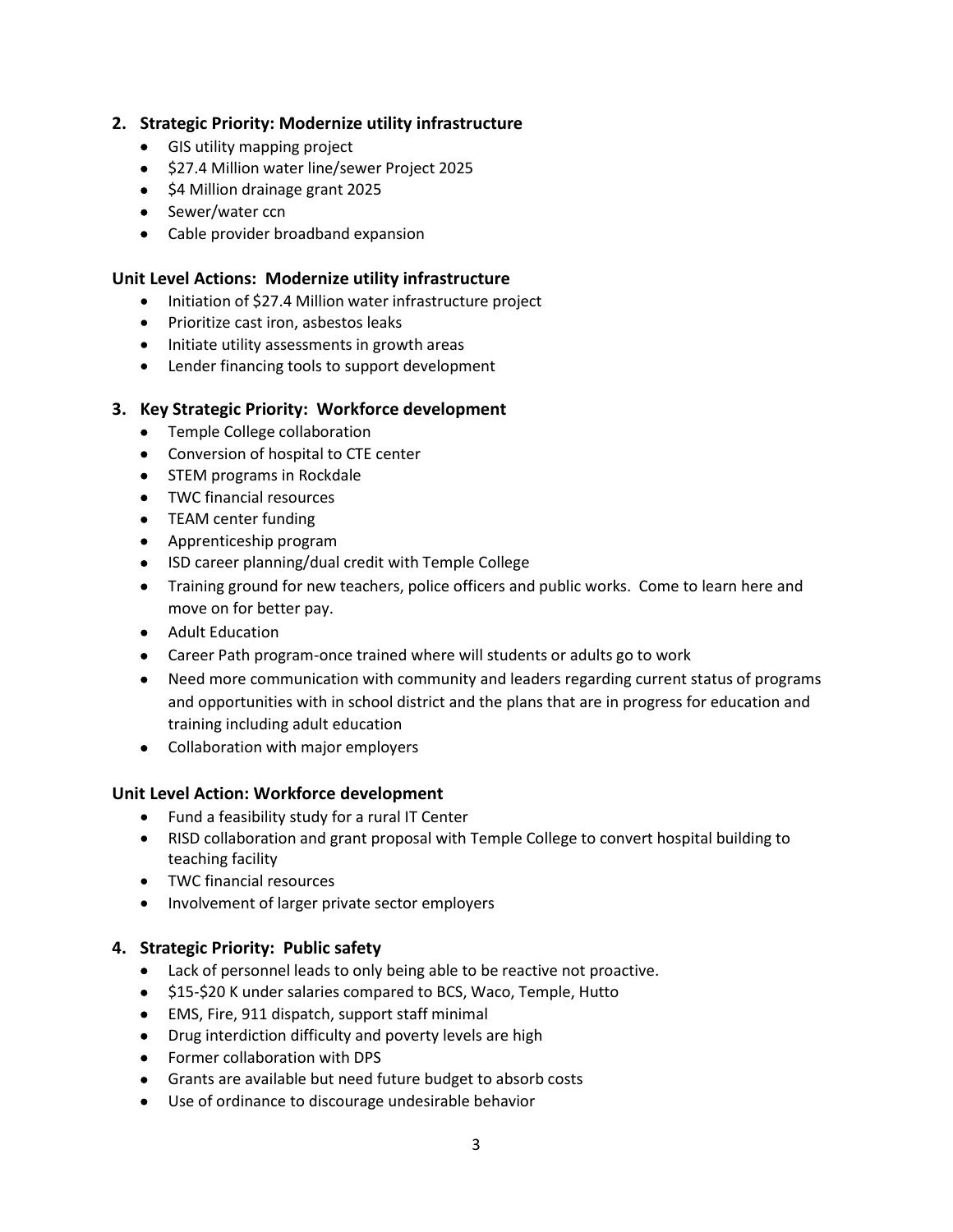## 2. Strategic Priority: Modernize utility infrastructure

- GIS utility mapping project
- $27.4 Million water line/sewer Project 2025
- $4 Million drainage grant 2025
- Sewer/water ccn
- Cable provider broadband expansion

### Unit Level Actions: Modernize utility infrastructure

- Initiation of $27.4 Million water infrastructure project
- Prioritize cast iron, asbestos leaks
- Initiate utility assessments in growth areas
- Lender financing tools to support development

## 3. Key Strategic Priority: Workforce development

- Temple College collaboration
- Conversion of hospital to CTE center
- STEM programs in Rockdale
- TWC financial resources
- TEAM center funding
- Apprenticeship program
- ISD career planning/dual credit with Temple College
- Training ground for new teachers, police officers and public works. Come to learn here and move on for better pay.
- Adult Education
- Career Path program-once trained where will students or adults go to work
- Need more communication with community and leaders regarding current status of programs and opportunities with in school district and the plans that are in progress for education and training including adult education
- Collaboration with major employers

### Unit Level Action: Workforce development

- Fund a feasibility study for a rural IT Center
- RISD collaboration and grant proposal with Temple College to convert hospital building to teaching facility
- TWC financial resources
- Involvement of larger private sector employers

## 4. Strategic Priority: Public safety

- Lack of personnel leads to only being able to be reactive not proactive.
- $15-$20 K under salaries compared to BCS, Waco, Temple, Hutto
- EMS, Fire, 911 dispatch, support staff minimal
- Drug interdiction difficulty and poverty levels are high
- Former collaboration with DPS
- Grants are available but need future budget to absorb costs
- Use of ordinance to discourage undesirable behavior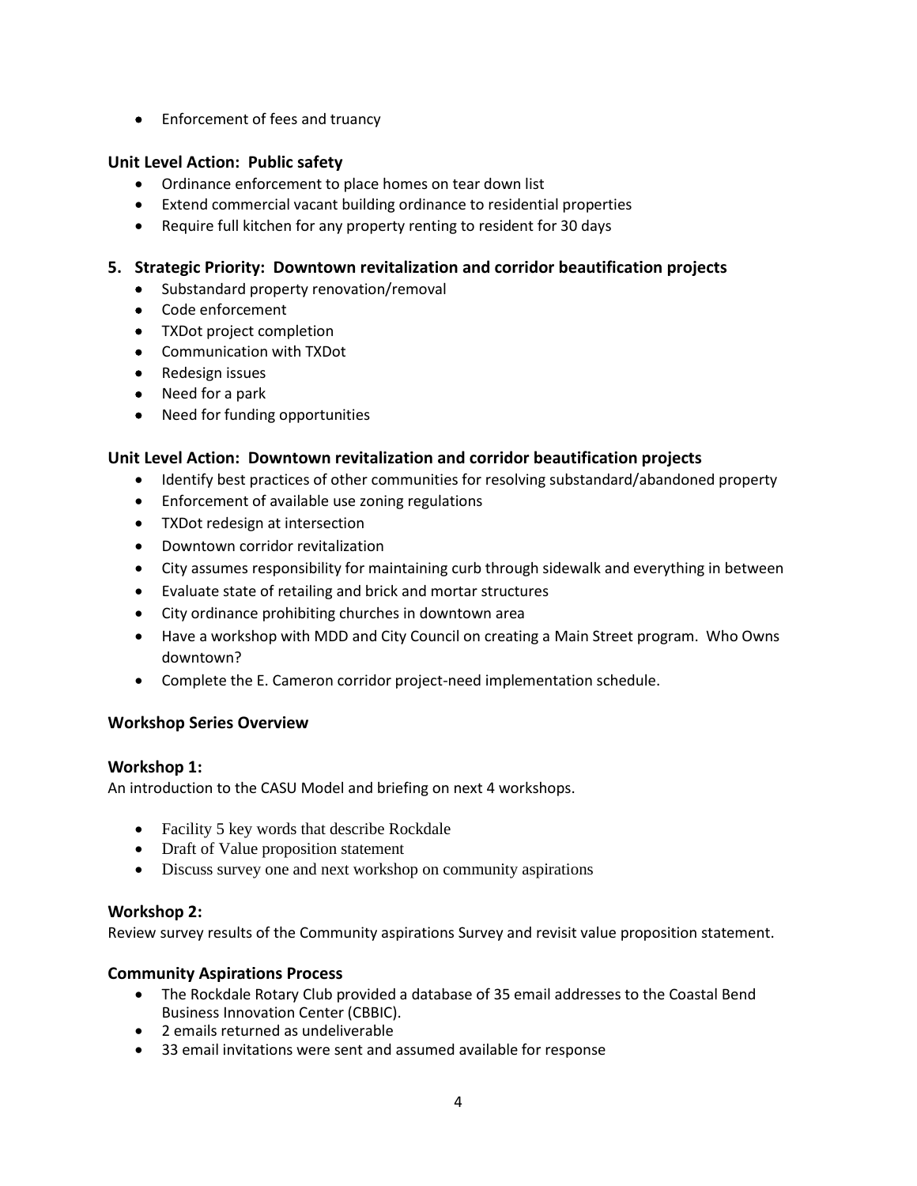- Enforcement of fees and truancy

### Unit Level Action: Public safety

- Ordinance enforcement to place homes on tear down list
- Extend commercial vacant building ordinance to residential properties
- Require full kitchen for any property renting to resident for 30 days

### 5. Strategic Priority: Downtown revitalization and corridor beautification projects

- Substandard property renovation/removal
- Code enforcement
- TXDot project completion
- Communication with TXDot
- Redesign issues
- Need for a park
- Need for funding opportunities

### Unit Level Action: Downtown revitalization and corridor beautification projects

- Identify best practices of other communities for resolving substandard/abandoned property
- Enforcement of available use zoning regulations
- TXDot redesign at intersection
- Downtown corridor revitalization
- City assumes responsibility for maintaining curb through sidewalk and everything in between
- Evaluate state of retailing and brick and mortar structures
- City ordinance prohibiting churches in downtown area
- Have a workshop with MDD and City Council on creating a Main Street program. Who Owns downtown?
- Complete the E. Cameron corridor project-need implementation schedule.

### Workshop Series Overview

### Workshop 1:

An introduction to the CASU Model and briefing on next 4 workshops.

- Facility 5 key words that describe Rockdale
- Draft of Value proposition statement
- Discuss survey one and next workshop on community aspirations

### Workshop 2:

Review survey results of the Community aspirations Survey and revisit value proposition statement.

### Community Aspirations Process

- The Rockdale Rotary Club provided a database of 35 email addresses to the Coastal Bend Business Innovation Center (CBBIC).
- 2 emails returned as undeliverable
- 33 email invitations were sent and assumed available for response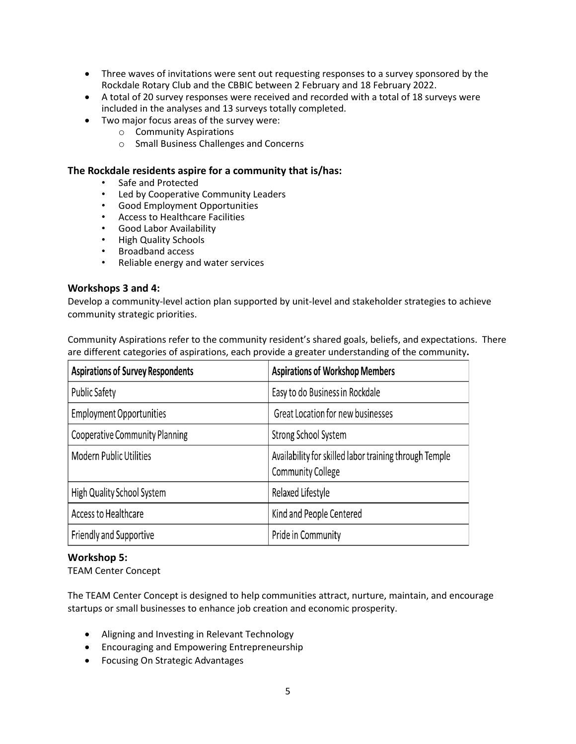- Three waves of invitations were sent out requesting responses to a survey sponsored by the Rockdale Rotary Club and the CBBIC between 2 February and 18 February 2022.
- A total of 20 survey responses were received and recorded with a total of 18 surveys were included in the analyses and 13 surveys totally completed.
- Two major focus areas of the survey were:
  - Community Aspirations
  - Small Business Challenges and Concerns

### The Rockdale residents aspire for a community that is/has:

- Safe and Protected
- Led by Cooperative Community Leaders
- Good Employment Opportunities
- Access to Healthcare Facilities
- Good Labor Availability
- High Quality Schools
- Broadband access
- Reliable energy and water services

### Workshops 3 and 4:

Develop a community-level action plan supported by unit-level and stakeholder strategies to achieve community strategic priorities.

Community Aspirations refer to the community resident's shared goals, beliefs, and expectations. There are different categories of aspirations, each provide a greater understanding of the community**.**

| Aspirations of Survey Respondents | Aspirations of Workshop Members |
| --- | --- |
| Public Safety | Easy to do Business in Rockdale |
| Employment Opportunities | Great Location for new businesses |
| Cooperative Community Planning | Strong School System |
| Modern Public Utilities | Availability for skilled labor training through Temple Community College |
| High Quality School System | Relaxed Lifestyle |
| Access to Healthcare | Kind and People Centered |
| Friendly and Supportive | Pride in Community |

### Workshop 5:

TEAM Center Concept

The TEAM Center Concept is designed to help communities attract, nurture, maintain, and encourage startups or small businesses to enhance job creation and economic prosperity.

- Aligning and Investing in Relevant Technology
- Encouraging and Empowering Entrepreneurship
- Focusing On Strategic Advantages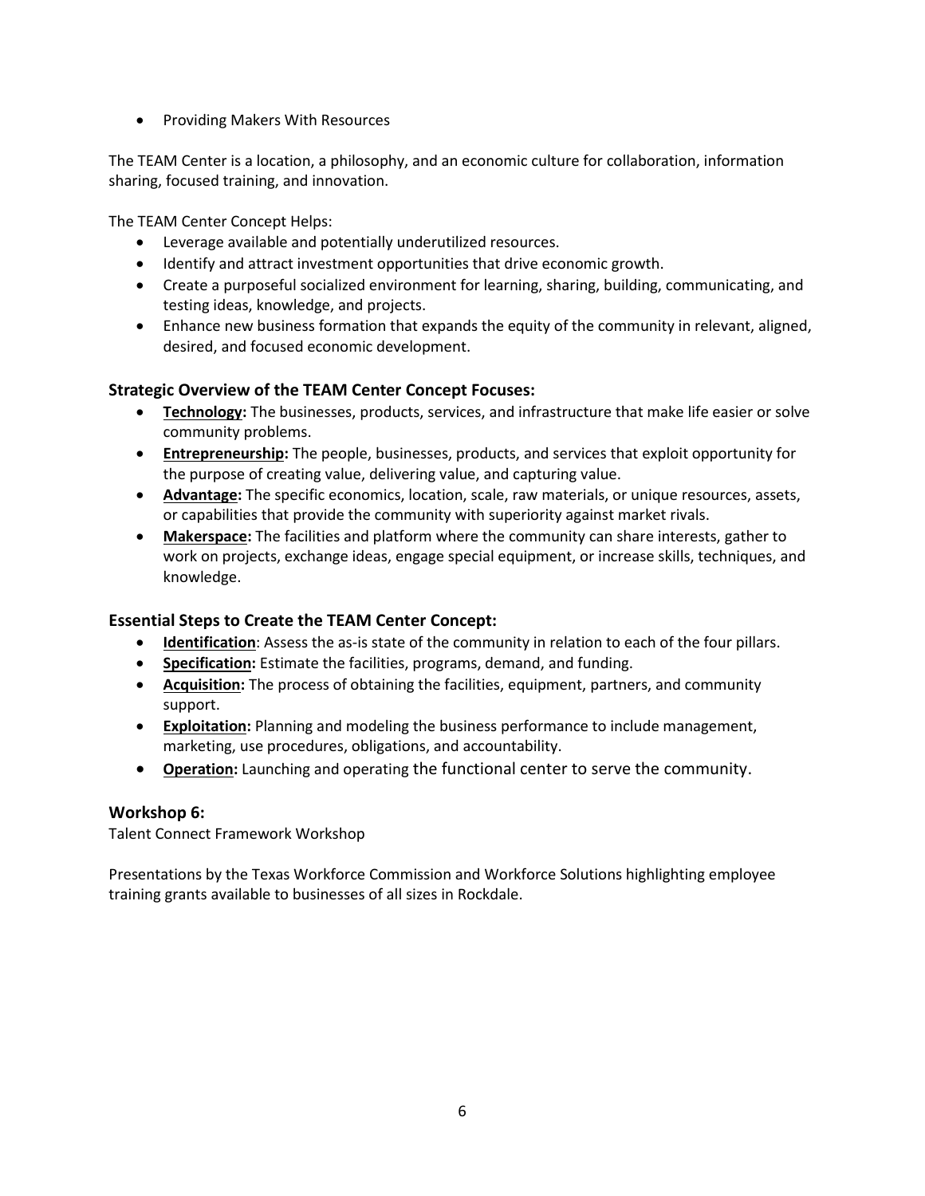- Providing Makers With Resources

The TEAM Center is a location, a philosophy, and an economic culture for collaboration, information sharing, focused training, and innovation.

The TEAM Center Concept Helps:

- Leverage available and potentially underutilized resources.
- Identify and attract investment opportunities that drive economic growth.
- Create a purposeful socialized environment for learning, sharing, building, communicating, and testing ideas, knowledge, and projects.
- Enhance new business formation that expands the equity of the community in relevant, aligned, desired, and focused economic development.

### Strategic Overview of the TEAM Center Concept Focuses:

- **Technology:** The businesses, products, services, and infrastructure that make life easier or solve community problems.
- **Entrepreneurship:** The people, businesses, products, and services that exploit opportunity for the purpose of creating value, delivering value, and capturing value.
- **Advantage:** The specific economics, location, scale, raw materials, or unique resources, assets, or capabilities that provide the community with superiority against market rivals.
- **Makerspace:** The facilities and platform where the community can share interests, gather to work on projects, exchange ideas, engage special equipment, or increase skills, techniques, and knowledge.

### Essential Steps to Create the TEAM Center Concept:

- **Identification**: Assess the as-is state of the community in relation to each of the four pillars.
- **Specification:** Estimate the facilities, programs, demand, and funding.
- **Acquisition:** The process of obtaining the facilities, equipment, partners, and community support.
- **Exploitation:** Planning and modeling the business performance to include management, marketing, use procedures, obligations, and accountability.
- **Operation:** Launching and operating the functional center to serve the community.

### Workshop 6:

Talent Connect Framework Workshop

Presentations by the Texas Workforce Commission and Workforce Solutions highlighting employee training grants available to businesses of all sizes in Rockdale.